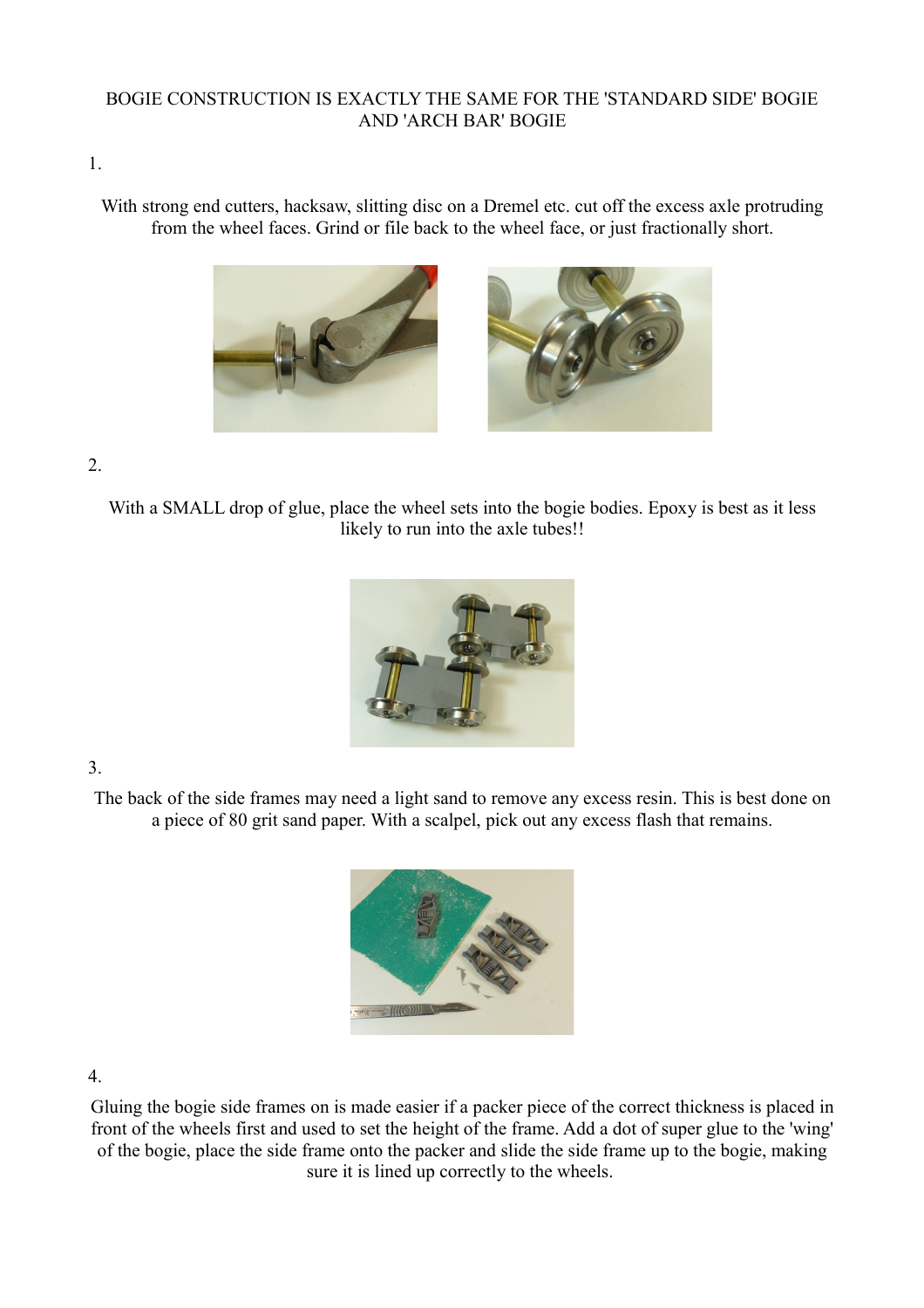BOGIE CONSTRUCTION IS EXACTLY THE SAME FOR THE 'STANDARD SIDE' BOGIE AND 'ARCH BAR' BOGIE

1.

With strong end cutters, hacksaw, slitting disc on a Dremel etc. cut off the excess axle protruding from the wheel faces. Grind or file back to the wheel face, or just fractionally short.

2.

With a SMALL drop of glue, place the wheel sets into the bogie bodies. Epoxy is best as it less likely to run into the axle tubes!!

3.

The back of the side frames may need a light sand to remove any excess resin. This is best done on a piece of 80 grit sand paper. With a scalpel, pick out any excess flash that remains.

4.

Gluing the bogie side frames on is made easier if a packer piece of the correct thickness is placed in front of the wheels first and used to set the height of the frame. Add a dot of super glue to the 'wing' of the bogie, place the side frame onto the packer and slide the side frame up to the bogie, making sure it is lined up correctly to the wheels.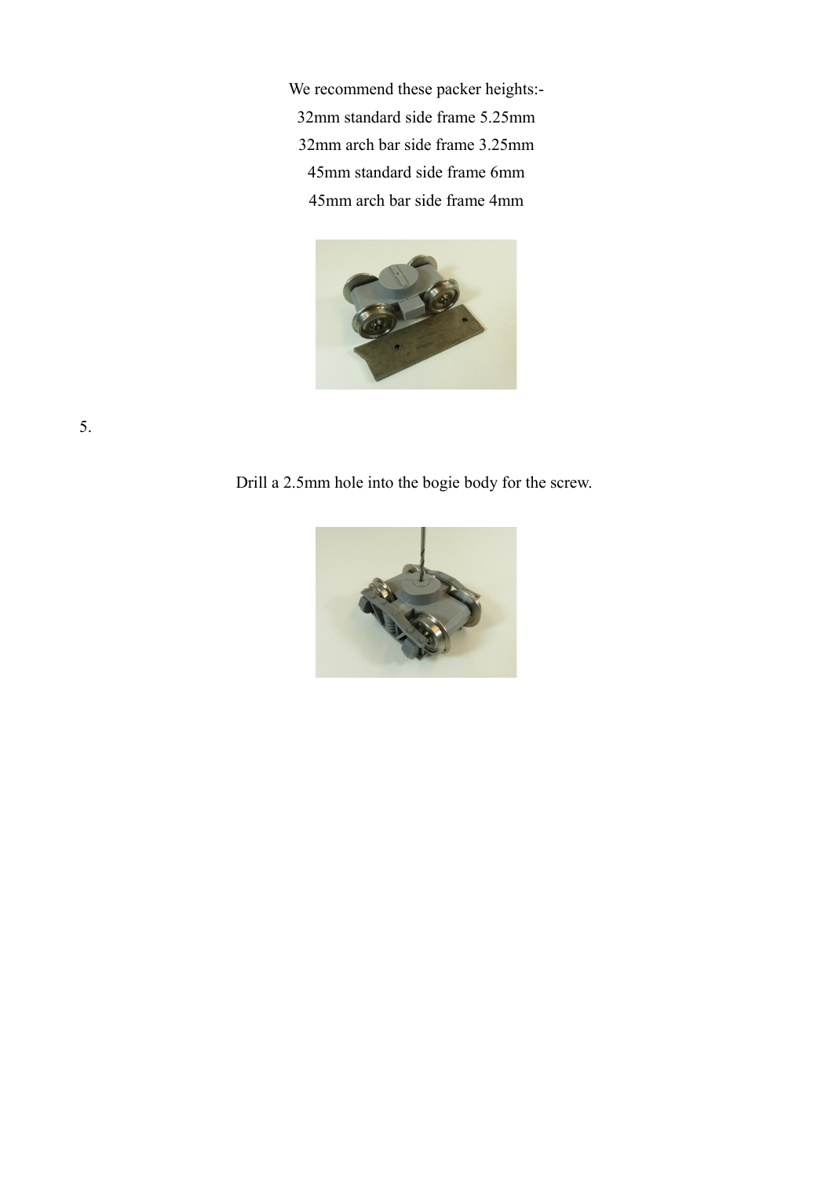We recommend these packer heights:-

32mm standard side frame 5.25mm

32mm arch bar side frame 3.25mm

45mm standard side frame 6mm

45mm arch bar side frame 4mm

5.

Drill a 2.5mm hole into the bogie body for the screw.